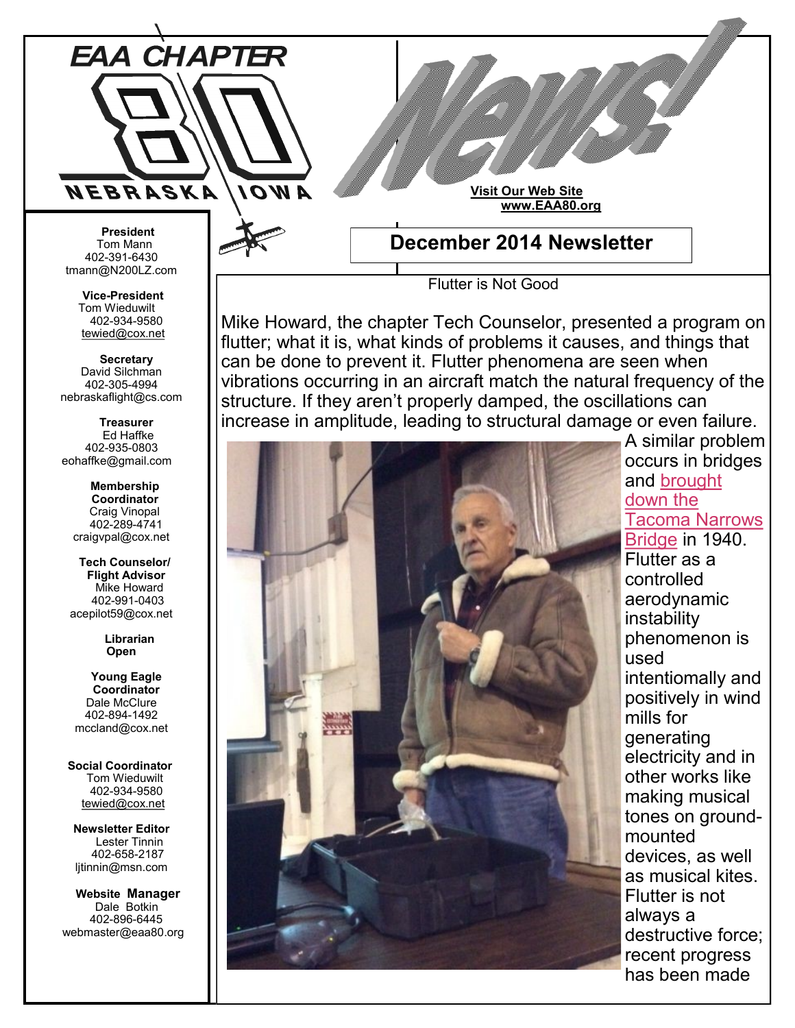# EAA CHAPTER 80

NEBRASKA IOWA

# News!

**Visit Our Web Site**
**www.EAA80.org**

## December 2014 Newsletter

**President**
Tom Mann
402-391-6430
tmann@N200LZ.com

**Vice-President**
Tom Wieduwilt
402-934-9580
tewied@cox.net

**Secretary**
David Silchman
402-305-4994
nebraskaflight@cs.com

**Treasurer**
Ed Haffke
402-935-0803
eohaffke@gmail.com

**Membership Coordinator**
Craig Vinopal
402-289-4741
craigvpal@cox.net

**Tech Counselor/ Flight Advisor**
Mike Howard
402-991-0403
acepilot59@cox.net

**Librarian**
**Open**

**Young Eagle Coordinator**
Dale McClure
402-894-1492
mccland@cox.net

**Social Coordinator**
Tom Wieduwilt
402-934-9580
tewied@cox.net

**Newsletter Editor**
Lester Tinnin
402-658-2187
ljtinnin@msn.com

**Website Manager**
Dale Botkin
402-896-6445
webmaster@eaa80.org

### Flutter is Not Good

Mike Howard, the chapter Tech Counselor, presented a program on flutter; what it is, what kinds of problems it causes, and things that can be done to prevent it. Flutter phenomena are seen when vibrations occurring in an aircraft match the natural frequency of the structure. If they aren't properly damped, the oscillations can increase in amplitude, leading to structural damage or even failure. A similar problem occurs in bridges and brought down the Tacoma Narrows Bridge in 1940. Flutter as a controlled aerodynamic instability phenomenon is used intentionally and positively in wind mills for generating electricity and in other works like making musical tones on ground-mounted devices, as well as musical kites. Flutter is not always a destructive force; recent progress has been made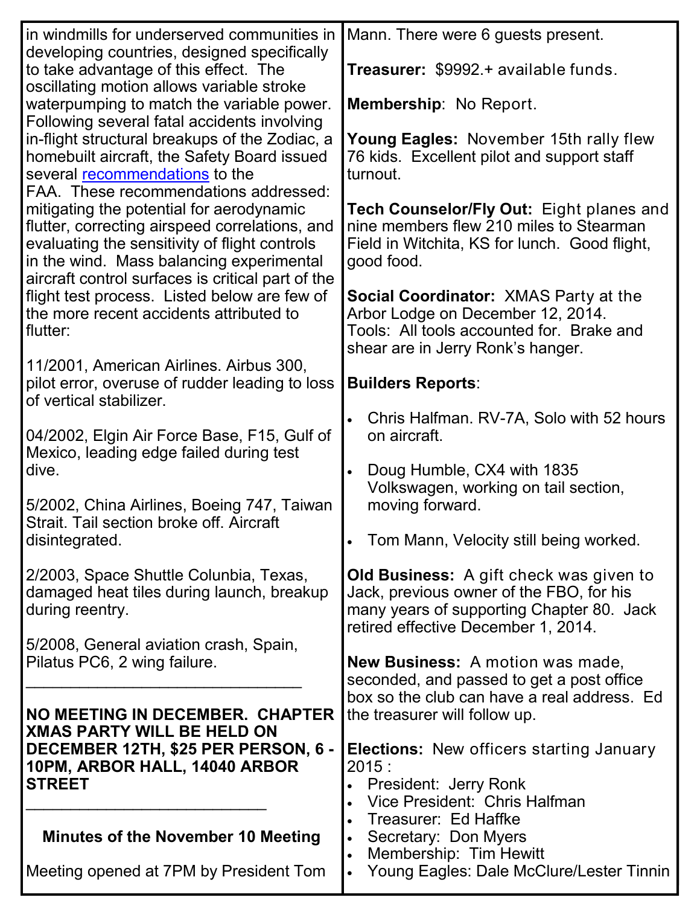in windmills for underserved communities in developing countries, designed specifically to take advantage of this effect. The oscillating motion allows variable stroke waterpumping to match the variable power. Following several fatal accidents involving in-flight structural breakups of the Zodiac, a homebuilt aircraft, the Safety Board issued several [recommendations](recommendations) to the FAA. These recommendations addressed: mitigating the potential for aerodynamic flutter, correcting airspeed correlations, and evaluating the sensitivity of flight controls in the wind. Mass balancing experimental aircraft control surfaces is critical part of the flight test process. Listed below are few of the more recent accidents attributed to flutter:

11/2001, American Airlines. Airbus 300, pilot error, overuse of rudder leading to loss of vertical stabilizer.

04/2002, Elgin Air Force Base, F15, Gulf of Mexico, leading edge failed during test dive.

5/2002, China Airlines, Boeing 747, Taiwan Strait. Tail section broke off. Aircraft disintegrated.

2/2003, Space Shuttle Colunbia, Texas, damaged heat tiles during launch, breakup during reentry.

5/2008, General aviation crash, Spain, Pilatus PC6, 2 wing failure.

---

**NO MEETING IN DECEMBER. CHAPTER XMAS PARTY WILL BE HELD ON DECEMBER 12TH, $25 PER PERSON, 6 - 10PM, ARBOR HALL, 14040 ARBOR STREET**

---

## Minutes of the November 10 Meeting

Meeting opened at 7PM by President Tom Mann. There were 6 guests present.

**Treasurer:** $9992.+ available funds.

**Membership**: No Report.

**Young Eagles:** November 15th rally flew 76 kids. Excellent pilot and support staff turnout.

**Tech Counselor/Fly Out:** Eight planes and nine members flew 210 miles to Stearman Field in Witchita, KS for lunch. Good flight, good food.

**Social Coordinator:** XMAS Party at the Arbor Lodge on December 12, 2014.
Tools: All tools accounted for. Brake and shear are in Jerry Ronk's hanger.

**Builders Reports**:

- Chris Halfman. RV-7A, Solo with 52 hours on aircraft.
- Doug Humble, CX4 with 1835 Volkswagen, working on tail section, moving forward.
- Tom Mann, Velocity still being worked.

**Old Business:** A gift check was given to Jack, previous owner of the FBO, for his many years of supporting Chapter 80. Jack retired effective December 1, 2014.

**New Business:** A motion was made, seconded, and passed to get a post office box so the club can have a real address. Ed the treasurer will follow up.

**Elections:** New officers starting January 2015 :

- President: Jerry Ronk
- Vice President: Chris Halfman
- Treasurer: Ed Haffke
- Secretary: Don Myers
- Membership: Tim Hewitt
- Young Eagles: Dale McClure/Lester Tinnin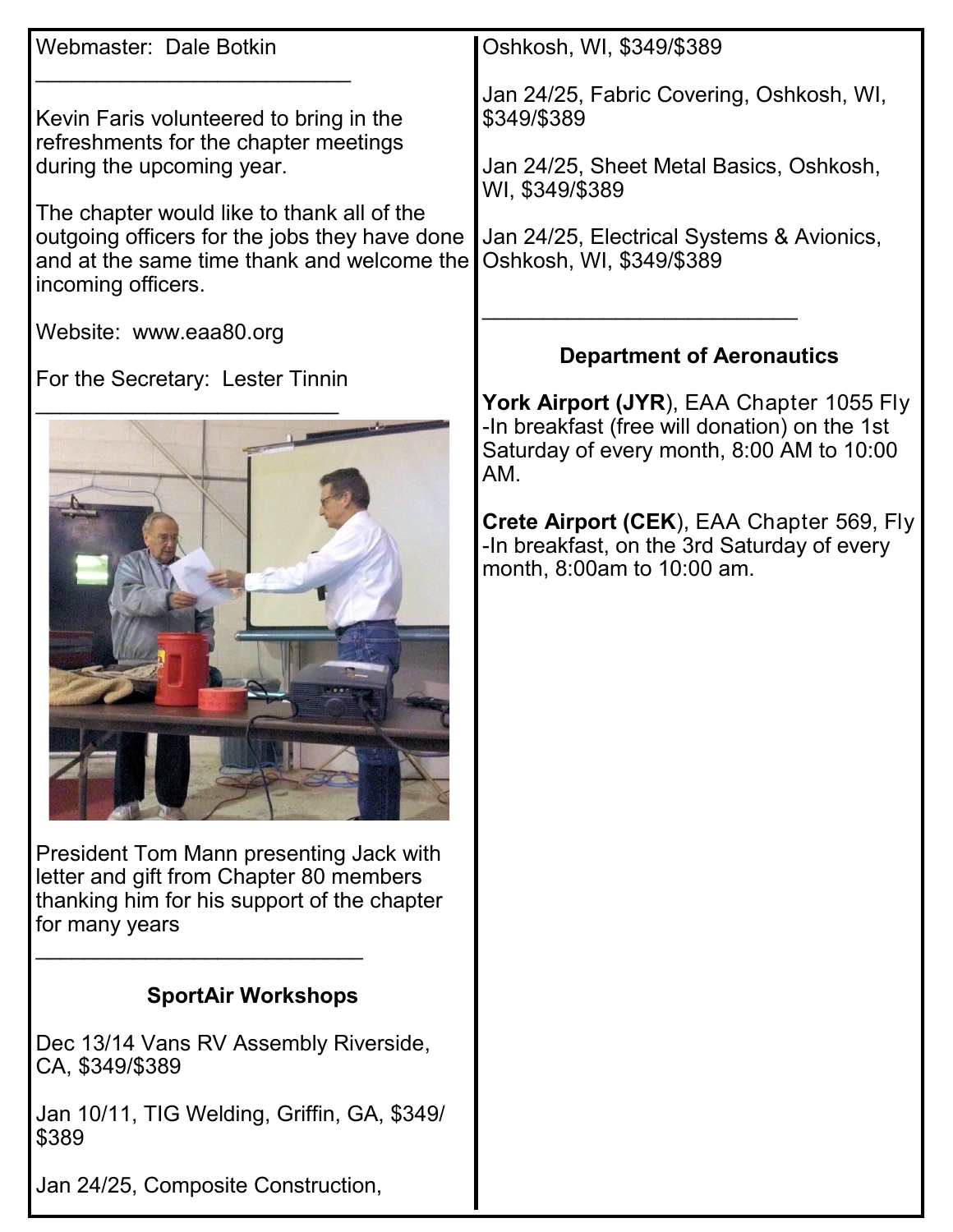Webmaster: Dale Botkin

---

Kevin Faris volunteered to bring in the refreshments for the chapter meetings during the upcoming year.

The chapter would like to thank all of the outgoing officers for the jobs they have done and at the same time thank and welcome the incoming officers.

Website: www.eaa80.org

For the Secretary: Lester Tinnin

---

President Tom Mann presenting Jack with letter and gift from Chapter 80 members thanking him for his support of the chapter for many years

---

### SportAir Workshops

Dec 13/14 Vans RV Assembly Riverside, CA, $349/$389

Jan 10/11, TIG Welding, Griffin, GA, $349/$389

Jan 24/25, Composite Construction, Oshkosh, WI, $349/$389

Jan 24/25, Fabric Covering, Oshkosh, WI, $349/$389

Jan 24/25, Sheet Metal Basics, Oshkosh, WI, $349/$389

Jan 24/25, Electrical Systems & Avionics, Oshkosh, WI, $349/$389

---

### Department of Aeronautics

**York Airport (JYR**), EAA Chapter 1055 Fly-In breakfast (free will donation) on the 1st Saturday of every month, 8:00 AM to 10:00 AM.

**Crete Airport (CEK**), EAA Chapter 569, Fly-In breakfast, on the 3rd Saturday of every month, 8:00am to 10:00 am.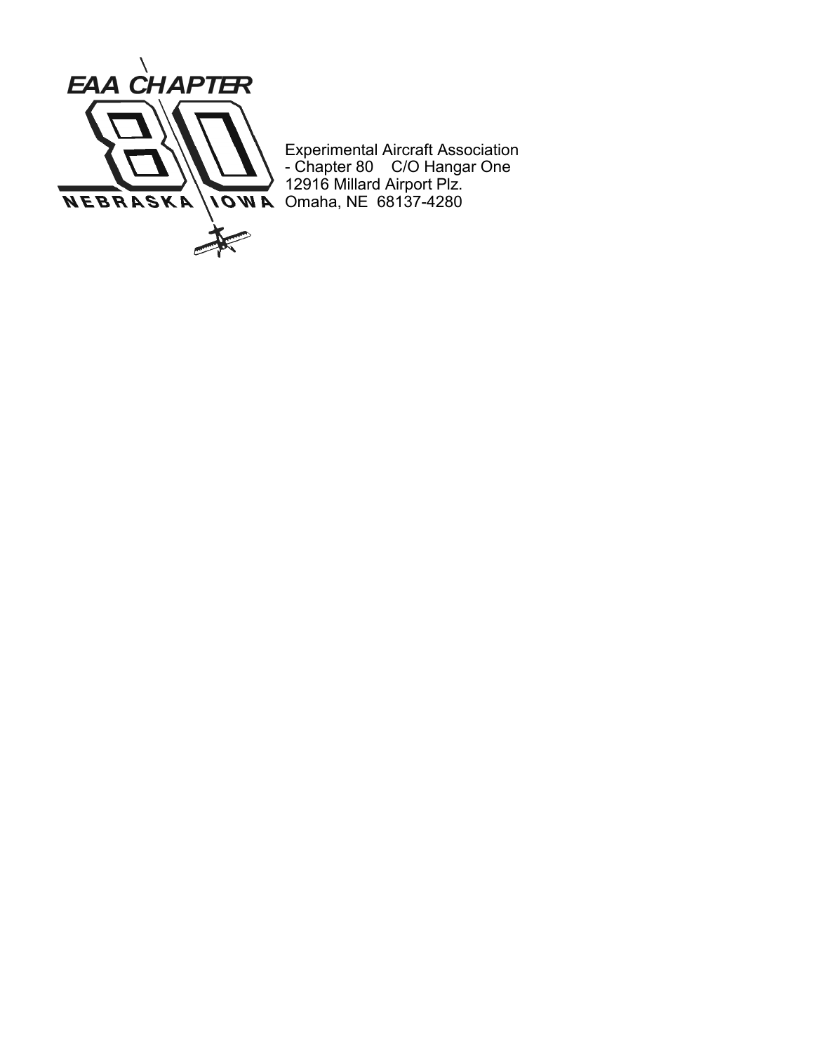EAA CHAPTER

80

NEBRASKA IOWA

Experimental Aircraft Association
- Chapter 80 C/O Hangar One
12916 Millard Airport Plz.
Omaha, NE 68137-4280